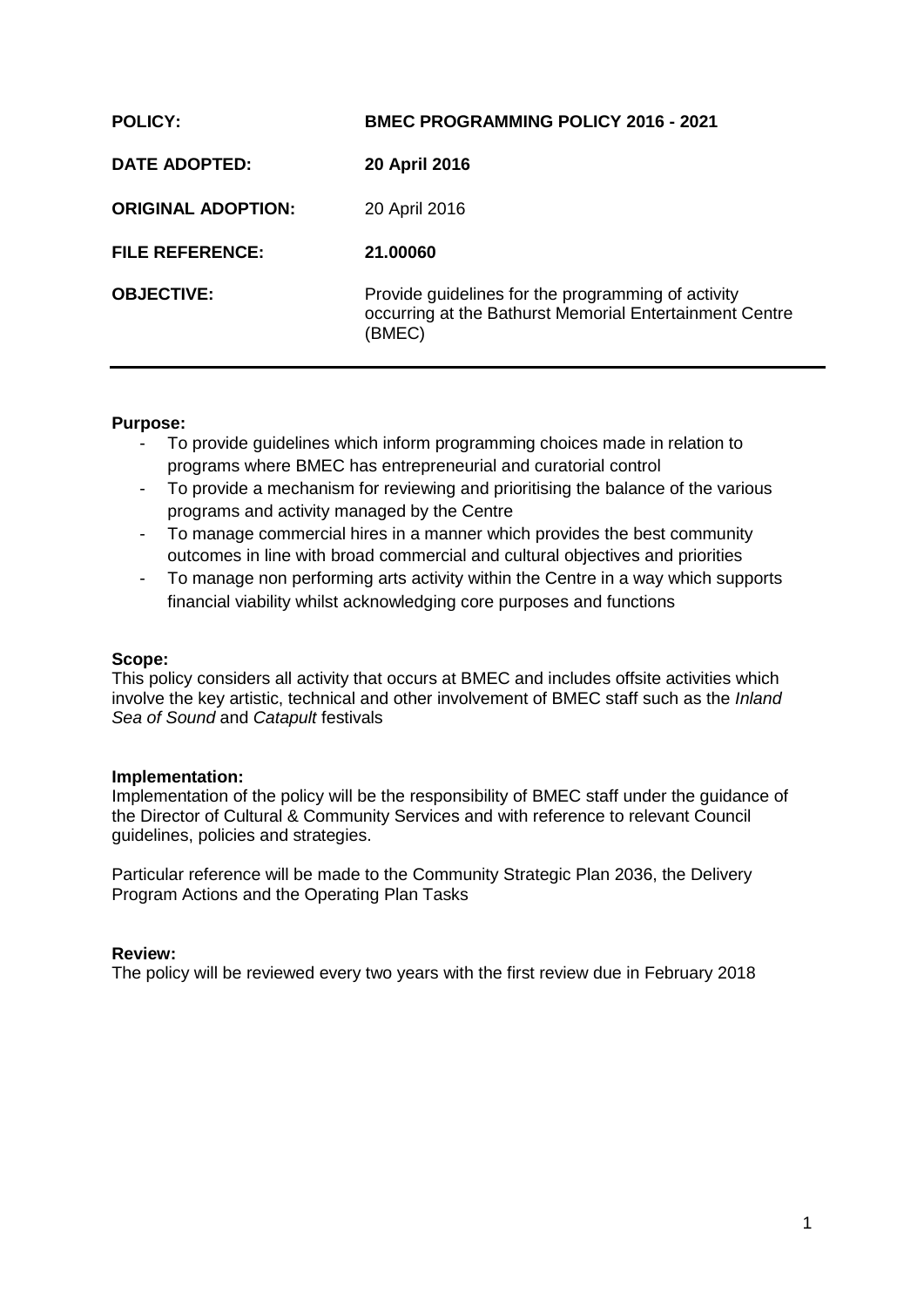| | |
|---|---|
| **POLICY:** | **BMEC PROGRAMMING POLICY 2016 - 2021** |
| **DATE ADOPTED:** | **20 April 2016** |
| **ORIGINAL ADOPTION:** | 20 April 2016 |
| **FILE REFERENCE:** | **21.00060** |
| **OBJECTIVE:** | Provide guidelines for the programming of activity occurring at the Bathurst Memorial Entertainment Centre (BMEC) |

---

**Purpose:**

- To provide guidelines which inform programming choices made in relation to programs where BMEC has entrepreneurial and curatorial control
- To provide a mechanism for reviewing and prioritising the balance of the various programs and activity managed by the Centre
- To manage commercial hires in a manner which provides the best community outcomes in line with broad commercial and cultural objectives and priorities
- To manage non performing arts activity within the Centre in a way which supports financial viability whilst acknowledging core purposes and functions

**Scope:**

This policy considers all activity that occurs at BMEC and includes offsite activities which involve the key artistic, technical and other involvement of BMEC staff such as the *Inland Sea of Sound* and *Catapult* festivals

**Implementation:**

Implementation of the policy will be the responsibility of BMEC staff under the guidance of the Director of Cultural & Community Services and with reference to relevant Council guidelines, policies and strategies.

Particular reference will be made to the Community Strategic Plan 2036, the Delivery Program Actions and the Operating Plan Tasks

**Review:**

The policy will be reviewed every two years with the first review due in February 2018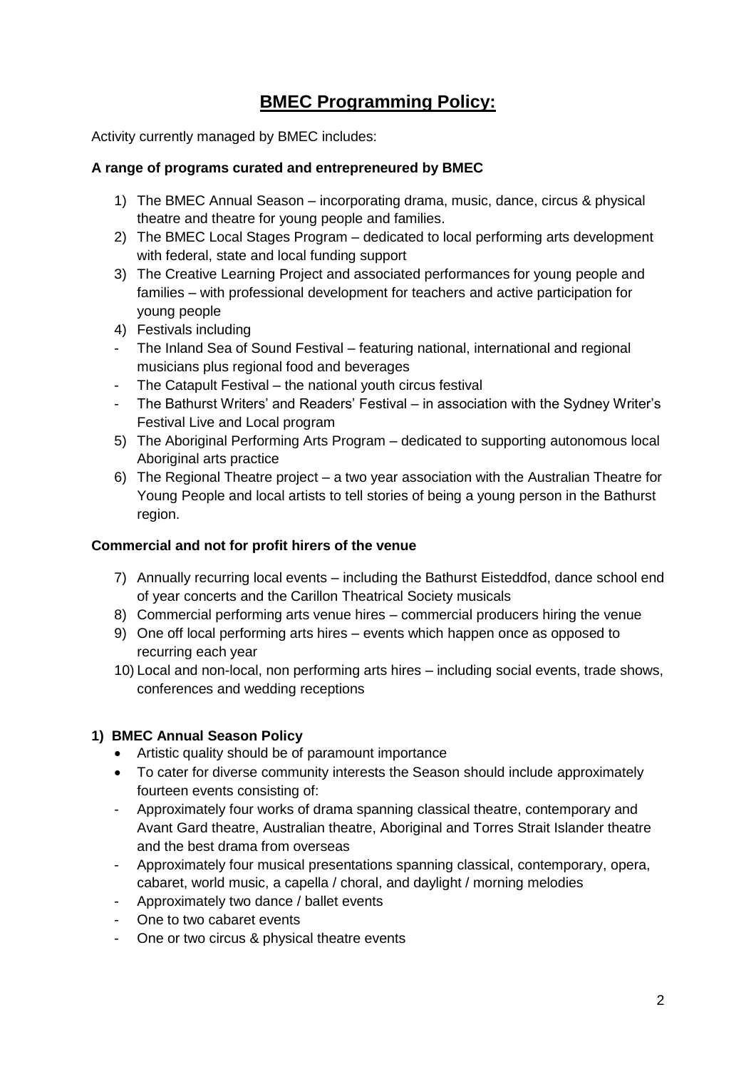# BMEC Programming Policy:

Activity currently managed by BMEC includes:

**A range of programs curated and entrepreneured by BMEC**

1) The BMEC Annual Season – incorporating drama, music, dance, circus & physical theatre and theatre for young people and families.
2) The BMEC Local Stages Program – dedicated to local performing arts development with federal, state and local funding support
3) The Creative Learning Project and associated performances for young people and families – with professional development for teachers and active participation for young people
4) Festivals including
   - The Inland Sea of Sound Festival – featuring national, international and regional musicians plus regional food and beverages
   - The Catapult Festival – the national youth circus festival
   - The Bathurst Writers' and Readers' Festival – in association with the Sydney Writer's Festival Live and Local program
5) The Aboriginal Performing Arts Program – dedicated to supporting autonomous local Aboriginal arts practice
6) The Regional Theatre project – a two year association with the Australian Theatre for Young People and local artists to tell stories of being a young person in the Bathurst region.

**Commercial and not for profit hirers of the venue**

7) Annually recurring local events – including the Bathurst Eisteddfod, dance school end of year concerts and the Carillon Theatrical Society musicals
8) Commercial performing arts venue hires – commercial producers hiring the venue
9) One off local performing arts hires – events which happen once as opposed to recurring each year
10) Local and non-local, non performing arts hires – including social events, trade shows, conferences and wedding receptions

**1) BMEC Annual Season Policy**

- Artistic quality should be of paramount importance
- To cater for diverse community interests the Season should include approximately fourteen events consisting of:
  - Approximately four works of drama spanning classical theatre, contemporary and Avant Gard theatre, Australian theatre, Aboriginal and Torres Strait Islander theatre and the best drama from overseas
  - Approximately four musical presentations spanning classical, contemporary, opera, cabaret, world music, a capella / choral, and daylight / morning melodies
  - Approximately two dance / ballet events
  - One to two cabaret events
  - One or two circus & physical theatre events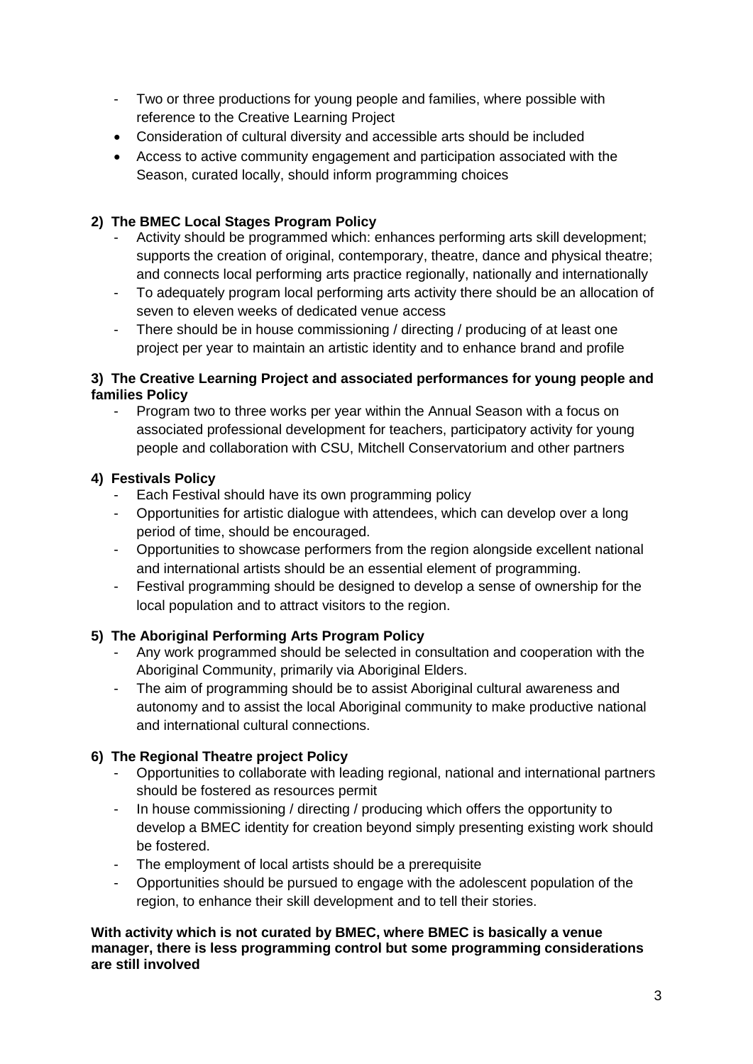- Two or three productions for young people and families, where possible with reference to the Creative Learning Project

- Consideration of cultural diversity and accessible arts should be included
- Access to active community engagement and participation associated with the Season, curated locally, should inform programming choices

**2) The BMEC Local Stages Program Policy**

- Activity should be programmed which: enhances performing arts skill development; supports the creation of original, contemporary, theatre, dance and physical theatre; and connects local performing arts practice regionally, nationally and internationally
- To adequately program local performing arts activity there should be an allocation of seven to eleven weeks of dedicated venue access
- There should be in house commissioning / directing / producing of at least one project per year to maintain an artistic identity and to enhance brand and profile

**3) The Creative Learning Project and associated performances for young people and families Policy**

- Program two to three works per year within the Annual Season with a focus on associated professional development for teachers, participatory activity for young people and collaboration with CSU, Mitchell Conservatorium and other partners

**4) Festivals Policy**

- Each Festival should have its own programming policy
- Opportunities for artistic dialogue with attendees, which can develop over a long period of time, should be encouraged.
- Opportunities to showcase performers from the region alongside excellent national and international artists should be an essential element of programming.
- Festival programming should be designed to develop a sense of ownership for the local population and to attract visitors to the region.

**5) The Aboriginal Performing Arts Program Policy**

- Any work programmed should be selected in consultation and cooperation with the Aboriginal Community, primarily via Aboriginal Elders.
- The aim of programming should be to assist Aboriginal cultural awareness and autonomy and to assist the local Aboriginal community to make productive national and international cultural connections.

**6) The Regional Theatre project Policy**

- Opportunities to collaborate with leading regional, national and international partners should be fostered as resources permit
- In house commissioning / directing / producing which offers the opportunity to develop a BMEC identity for creation beyond simply presenting existing work should be fostered.
- The employment of local artists should be a prerequisite
- Opportunities should be pursued to engage with the adolescent population of the region, to enhance their skill development and to tell their stories.

**With activity which is not curated by BMEC, where BMEC is basically a venue manager, there is less programming control but some programming considerations are still involved**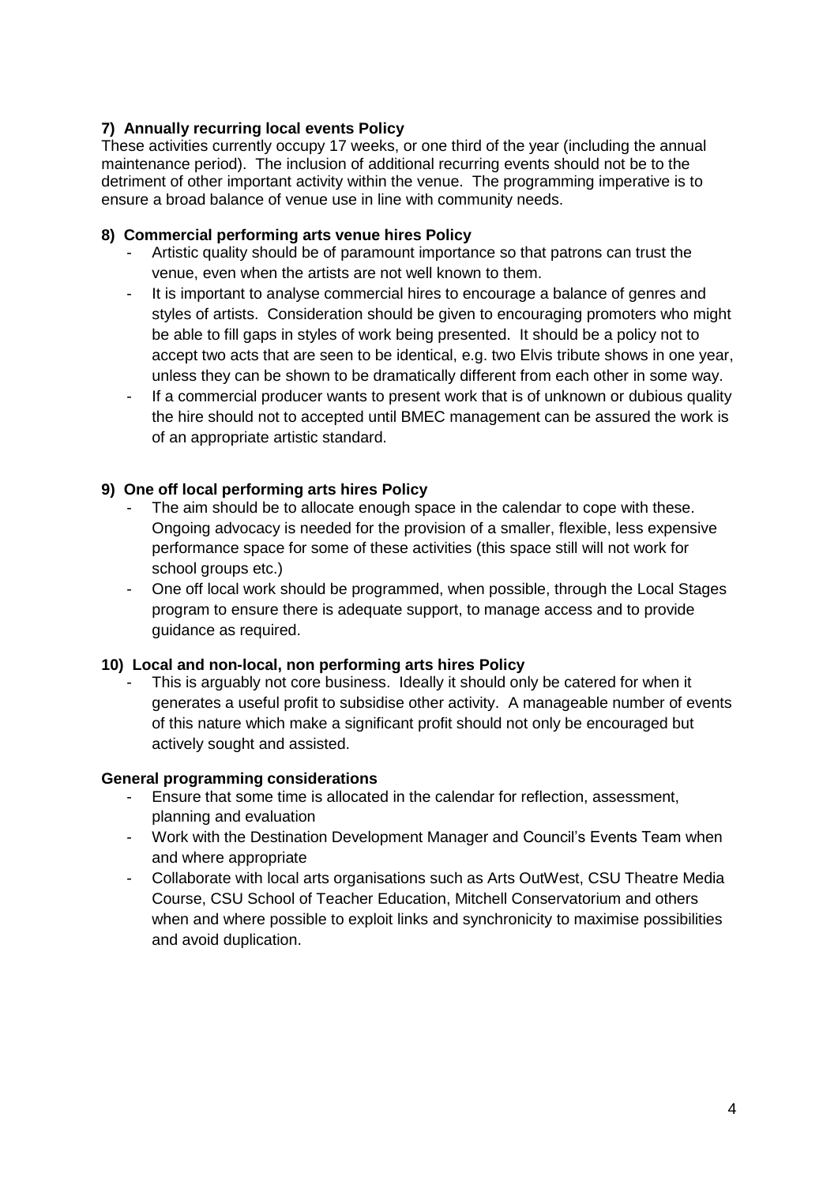**7) Annually recurring local events Policy**

These activities currently occupy 17 weeks, or one third of the year (including the annual maintenance period). The inclusion of additional recurring events should not be to the detriment of other important activity within the venue. The programming imperative is to ensure a broad balance of venue use in line with community needs.

**8) Commercial performing arts venue hires Policy**

- Artistic quality should be of paramount importance so that patrons can trust the venue, even when the artists are not well known to them.
- It is important to analyse commercial hires to encourage a balance of genres and styles of artists. Consideration should be given to encouraging promoters who might be able to fill gaps in styles of work being presented. It should be a policy not to accept two acts that are seen to be identical, e.g. two Elvis tribute shows in one year, unless they can be shown to be dramatically different from each other in some way.
- If a commercial producer wants to present work that is of unknown or dubious quality the hire should not to accepted until BMEC management can be assured the work is of an appropriate artistic standard.

**9) One off local performing arts hires Policy**

- The aim should be to allocate enough space in the calendar to cope with these. Ongoing advocacy is needed for the provision of a smaller, flexible, less expensive performance space for some of these activities (this space still will not work for school groups etc.)
- One off local work should be programmed, when possible, through the Local Stages program to ensure there is adequate support, to manage access and to provide guidance as required.

**10) Local and non-local, non performing arts hires Policy**

- This is arguably not core business. Ideally it should only be catered for when it generates a useful profit to subsidise other activity. A manageable number of events of this nature which make a significant profit should not only be encouraged but actively sought and assisted.

**General programming considerations**

- Ensure that some time is allocated in the calendar for reflection, assessment, planning and evaluation
- Work with the Destination Development Manager and Council's Events Team when and where appropriate
- Collaborate with local arts organisations such as Arts OutWest, CSU Theatre Media Course, CSU School of Teacher Education, Mitchell Conservatorium and others when and where possible to exploit links and synchronicity to maximise possibilities and avoid duplication.